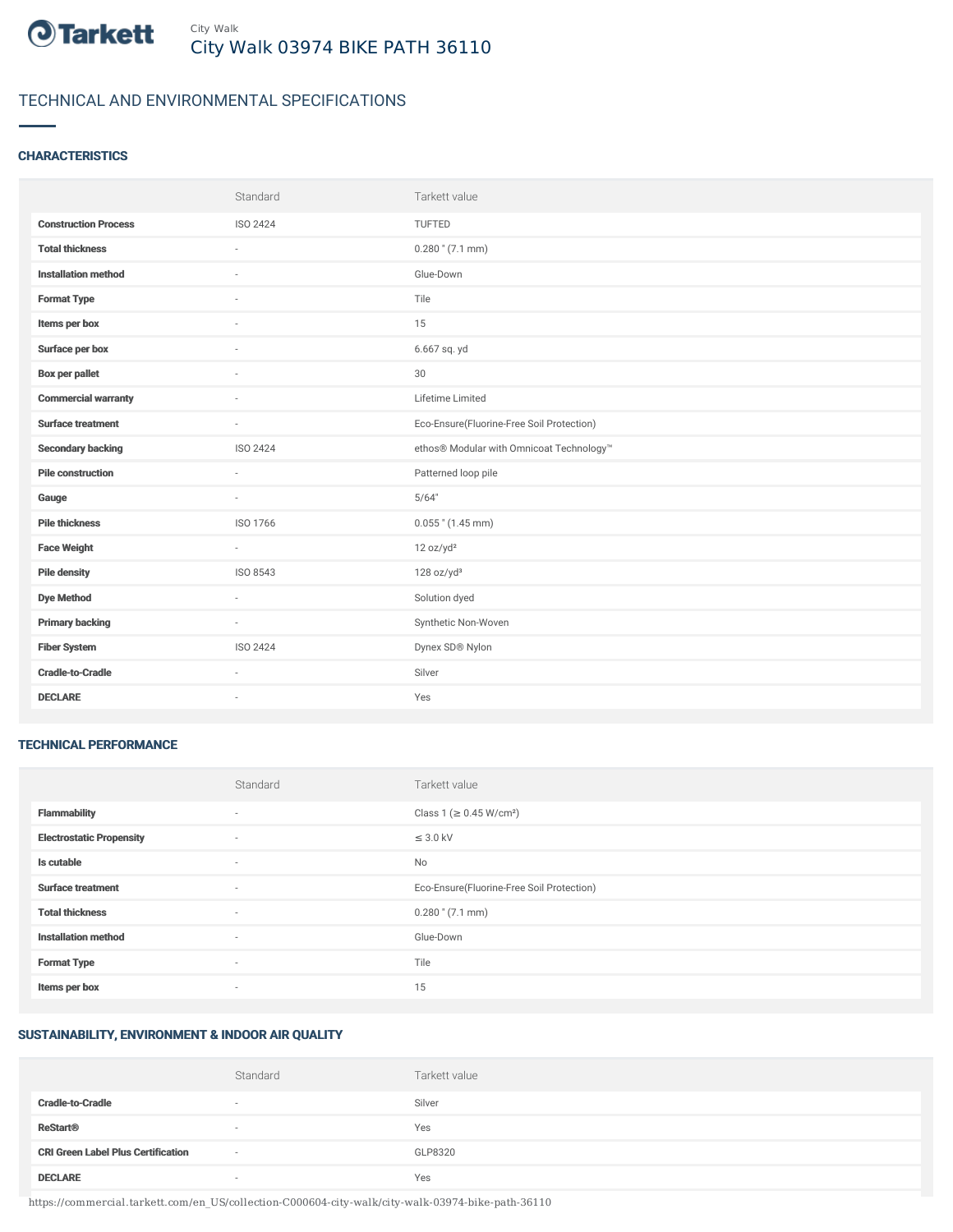City Walk

# City Walk 03974 BIKE PATH 36110

## TECHNICAL AND ENVIRONMENTAL SPECIFICATIONS

### CHARACTERISTICS

| | Standard | Tarkett value |
|---|---|---|
| **Construction Process** | ISO 2424 | TUFTED |
| **Total thickness** | - | 0.280 " (7.1 mm) |
| **Installation method** | - | Glue-Down |
| **Format Type** | - | Tile |
| **Items per box** | - | 15 |
| **Surface per box** | - | 6.667 sq. yd |
| **Box per pallet** | - | 30 |
| **Commercial warranty** | - | Lifetime Limited |
| **Surface treatment** | - | Eco-Ensure(Fluorine-Free Soil Protection) |
| **Secondary backing** | ISO 2424 | ethos® Modular with Omnicoat Technology™ |
| **Pile construction** | - | Patterned loop pile |
| **Gauge** | - | 5/64" |
| **Pile thickness** | ISO 1766 | 0.055 " (1.45 mm) |
| **Face Weight** | - | 12 oz/yd² |
| **Pile density** | ISO 8543 | 128 oz/yd³ |
| **Dye Method** | - | Solution dyed |
| **Primary backing** | - | Synthetic Non-Woven |
| **Fiber System** | ISO 2424 | Dynex SD® Nylon |
| **Cradle-to-Cradle** | - | Silver |
| **DECLARE** | - | Yes |

### TECHNICAL PERFORMANCE

| | Standard | Tarkett value |
|---|---|---|
| **Flammability** | - | Class 1 (≥ 0.45 W/cm²) |
| **Electrostatic Propensity** | - | ≤ 3.0 kV |
| **Is cutable** | - | No |
| **Surface treatment** | - | Eco-Ensure(Fluorine-Free Soil Protection) |
| **Total thickness** | - | 0.280 " (7.1 mm) |
| **Installation method** | - | Glue-Down |
| **Format Type** | - | Tile |
| **Items per box** | - | 15 |

### SUSTAINABILITY, ENVIRONMENT & INDOOR AIR QUALITY

| | Standard | Tarkett value |
|---|---|---|
| **Cradle-to-Cradle** | - | Silver |
| **ReStart®** | - | Yes |
| **CRI Green Label Plus Certification** | - | GLP8320 |
| **DECLARE** | - | Yes |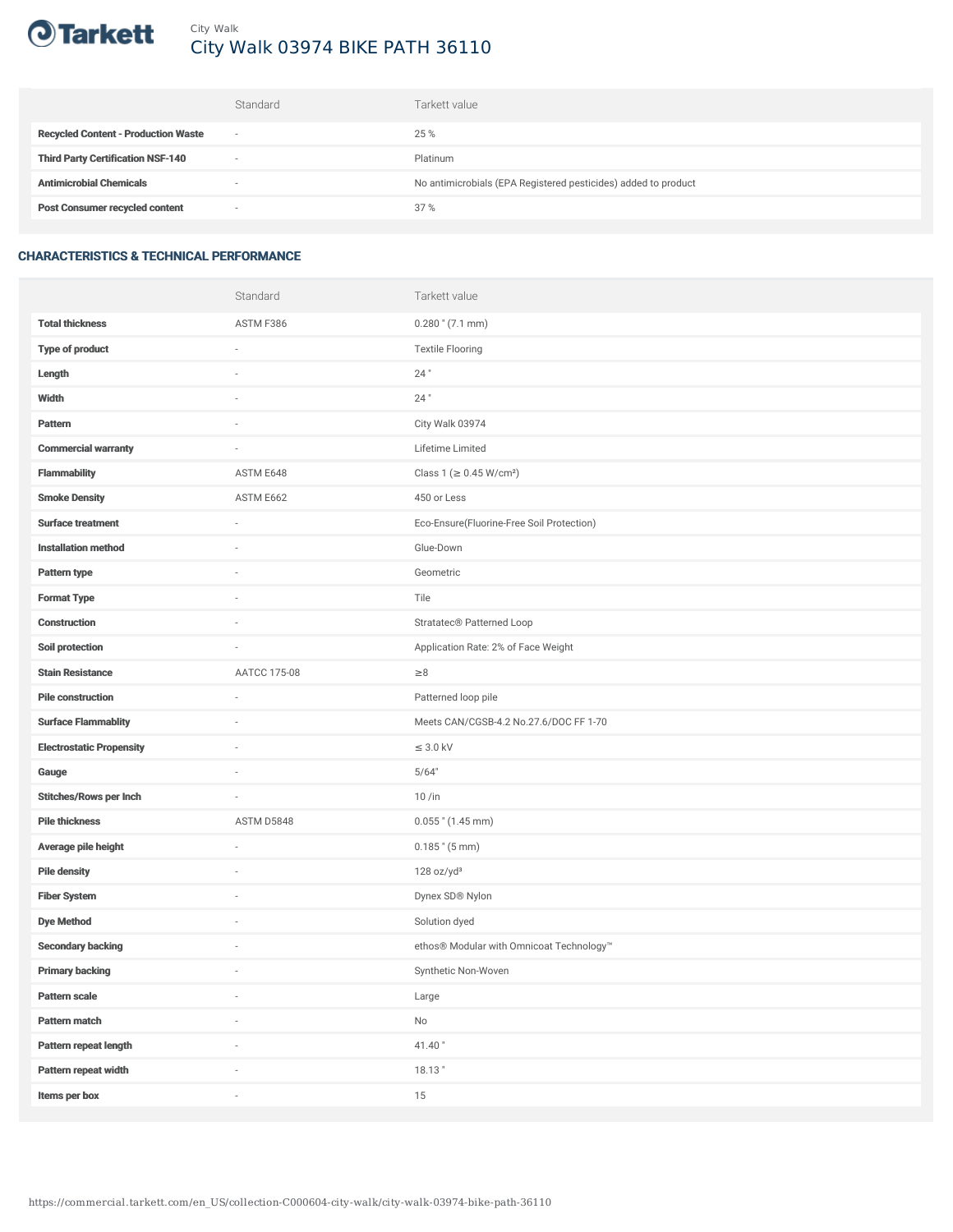# City Walk 03974 BIKE PATH 36110

City Walk

| | Standard | Tarkett value |
|---|---|---|
| **Recycled Content - Production Waste** | - | 25 % |
| **Third Party Certification NSF-140** | - | Platinum |
| **Antimicrobial Chemicals** | - | No antimicrobials (EPA Registered pesticides) added to product |
| **Post Consumer recycled content** | - | 37 % |

## CHARACTERISTICS & TECHNICAL PERFORMANCE

| | Standard | Tarkett value |
|---|---|---|
| **Total thickness** | ASTM F386 | 0.280 " (7.1 mm) |
| **Type of product** | - | Textile Flooring |
| **Length** | - | 24 " |
| **Width** | - | 24 " |
| **Pattern** | - | City Walk 03974 |
| **Commercial warranty** | - | Lifetime Limited |
| **Flammability** | ASTM E648 | Class 1 (≥ 0.45 W/cm²) |
| **Smoke Density** | ASTM E662 | 450 or Less |
| **Surface treatment** | - | Eco-Ensure(Fluorine-Free Soil Protection) |
| **Installation method** | - | Glue-Down |
| **Pattern type** | - | Geometric |
| **Format Type** | - | Tile |
| **Construction** | - | Stratatec® Patterned Loop |
| **Soil protection** | - | Application Rate: 2% of Face Weight |
| **Stain Resistance** | AATCC 175-08 | ≥8 |
| **Pile construction** | - | Patterned loop pile |
| **Surface Flammablity** | - | Meets CAN/CGSB-4.2 No.27.6/DOC FF 1-70 |
| **Electrostatic Propensity** | - | ≤ 3.0 kV |
| **Gauge** | - | 5/64" |
| **Stitches/Rows per Inch** | - | 10 /in |
| **Pile thickness** | ASTM D5848 | 0.055 " (1.45 mm) |
| **Average pile height** | - | 0.185 " (5 mm) |
| **Pile density** | - | 128 oz/yd³ |
| **Fiber System** | - | Dynex SD® Nylon |
| **Dye Method** | - | Solution dyed |
| **Secondary backing** | - | ethos® Modular with Omnicoat Technology™ |
| **Primary backing** | - | Synthetic Non-Woven |
| **Pattern scale** | - | Large |
| **Pattern match** | - | No |
| **Pattern repeat length** | - | 41.40 " |
| **Pattern repeat width** | - | 18.13 " |
| **Items per box** | - | 15 |

https://commercial.tarkett.com/en_US/collection-C000604-city-walk/city-walk-03974-bike-path-36110